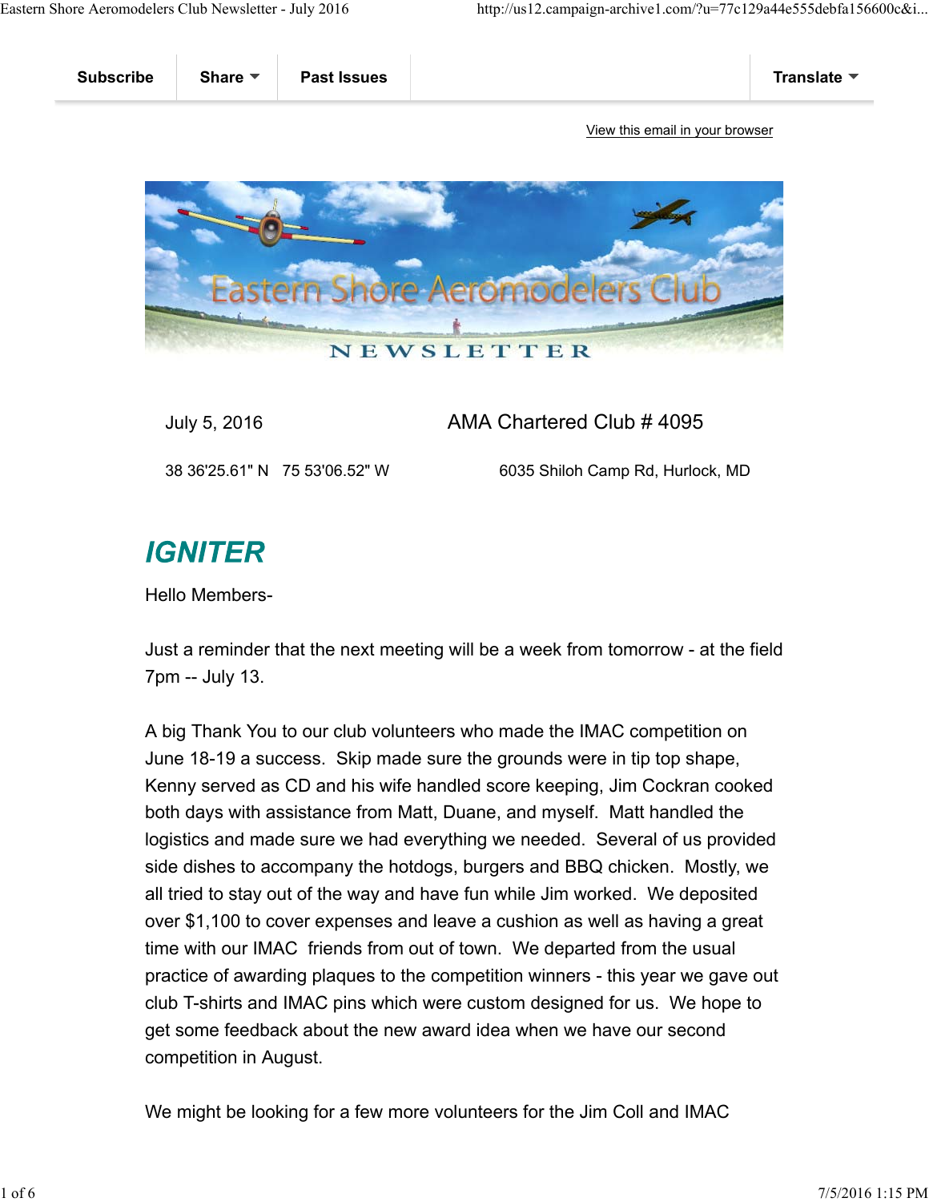Subscribe | Share | Past Issues | Translate

View this email in your browser

Eastern Shore Aeromodelers Club

NEWSLETTER

July 5, 2016 | AMA Chartered Club # 4095

38 36'25.61" N 75 53'06.52" W | 6035 Shiloh Camp Rd, Hurlock, MD

## *IGNITER*

Hello Members-

Just a reminder that the next meeting will be a week from tomorrow - at the field 7pm -- July 13.

A big Thank You to our club volunteers who made the IMAC competition on June 18-19 a success. Skip made sure the grounds were in tip top shape, Kenny served as CD and his wife handled score keeping, Jim Cockran cooked both days with assistance from Matt, Duane, and myself. Matt handled the logistics and made sure we had everything we needed. Several of us provided side dishes to accompany the hotdogs, burgers and BBQ chicken. Mostly, we all tried to stay out of the way and have fun while Jim worked. We deposited over $1,100 to cover expenses and leave a cushion as well as having a great time with our IMAC friends from out of town. We departed from the usual practice of awarding plaques to the competition winners - this year we gave out club T-shirts and IMAC pins which were custom designed for us. We hope to get some feedback about the new award idea when we have our second competition in August.

We might be looking for a few more volunteers for the Jim Coll and IMAC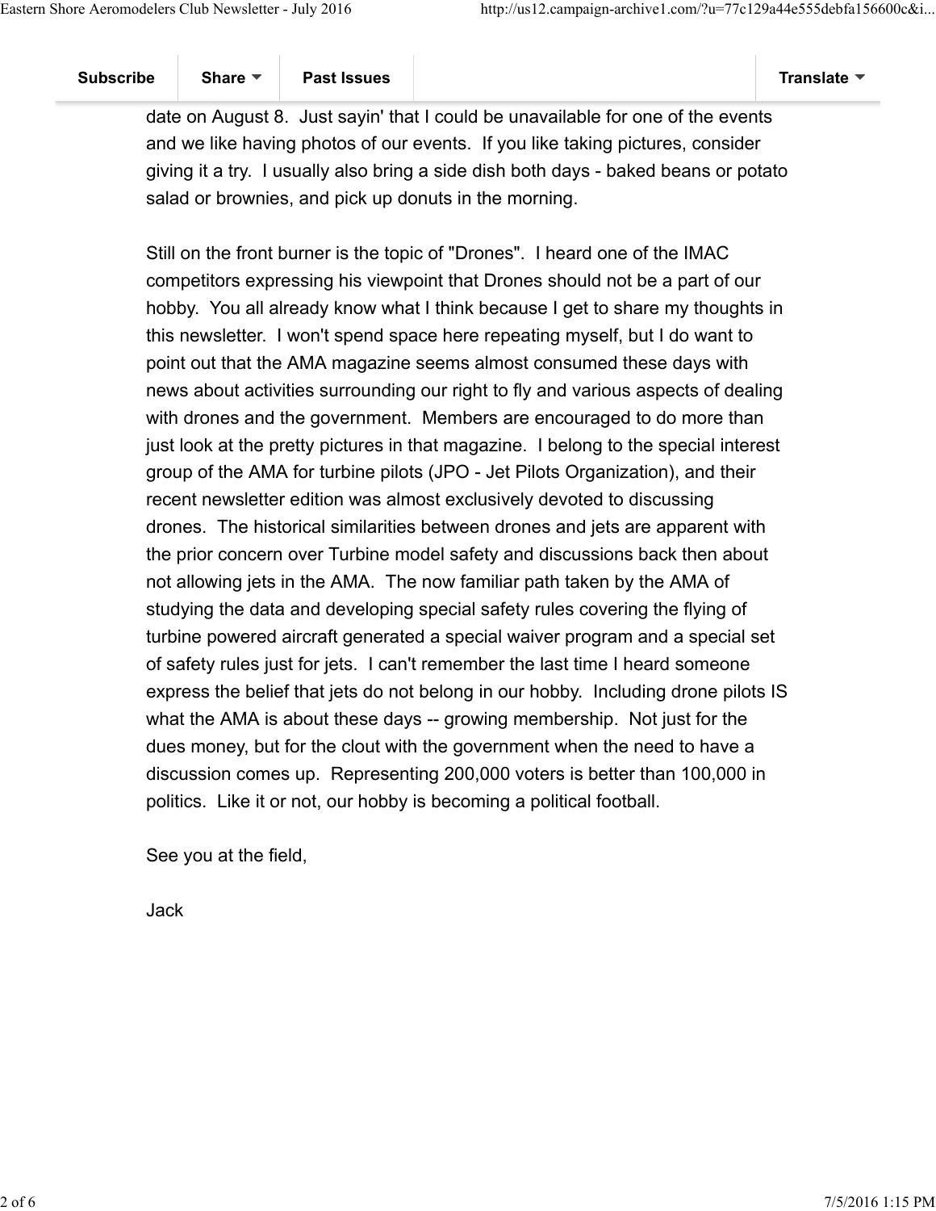date on August 8. Just sayin' that I could be unavailable for one of the events and we like having photos of our events. If you like taking pictures, consider giving it a try. I usually also bring a side dish both days - baked beans or potato salad or brownies, and pick up donuts in the morning.

Still on the front burner is the topic of "Drones". I heard one of the IMAC competitors expressing his viewpoint that Drones should not be a part of our hobby. You all already know what I think because I get to share my thoughts in this newsletter. I won't spend space here repeating myself, but I do want to point out that the AMA magazine seems almost consumed these days with news about activities surrounding our right to fly and various aspects of dealing with drones and the government. Members are encouraged to do more than just look at the pretty pictures in that magazine. I belong to the special interest group of the AMA for turbine pilots (JPO - Jet Pilots Organization), and their recent newsletter edition was almost exclusively devoted to discussing drones. The historical similarities between drones and jets are apparent with the prior concern over Turbine model safety and discussions back then about not allowing jets in the AMA. The now familiar path taken by the AMA of studying the data and developing special safety rules covering the flying of turbine powered aircraft generated a special waiver program and a special set of safety rules just for jets. I can't remember the last time I heard someone express the belief that jets do not belong in our hobby. Including drone pilots IS what the AMA is about these days -- growing membership. Not just for the dues money, but for the clout with the government when the need to have a discussion comes up. Representing 200,000 voters is better than 100,000 in politics. Like it or not, our hobby is becoming a political football.

See you at the field,

Jack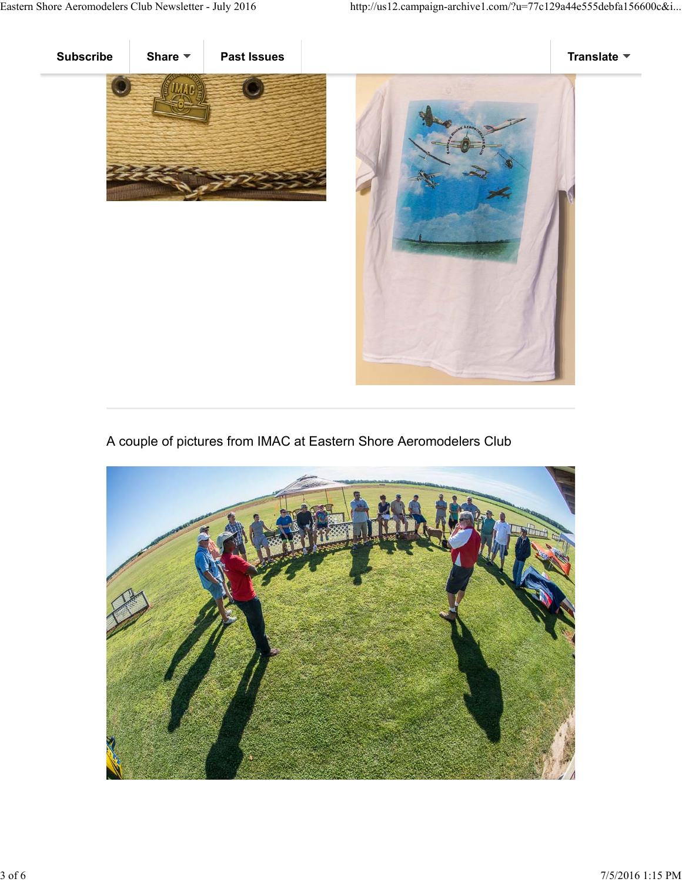Subscribe | Share | Past Issues | Translate

A couple of pictures from IMAC at Eastern Shore Aeromodelers Club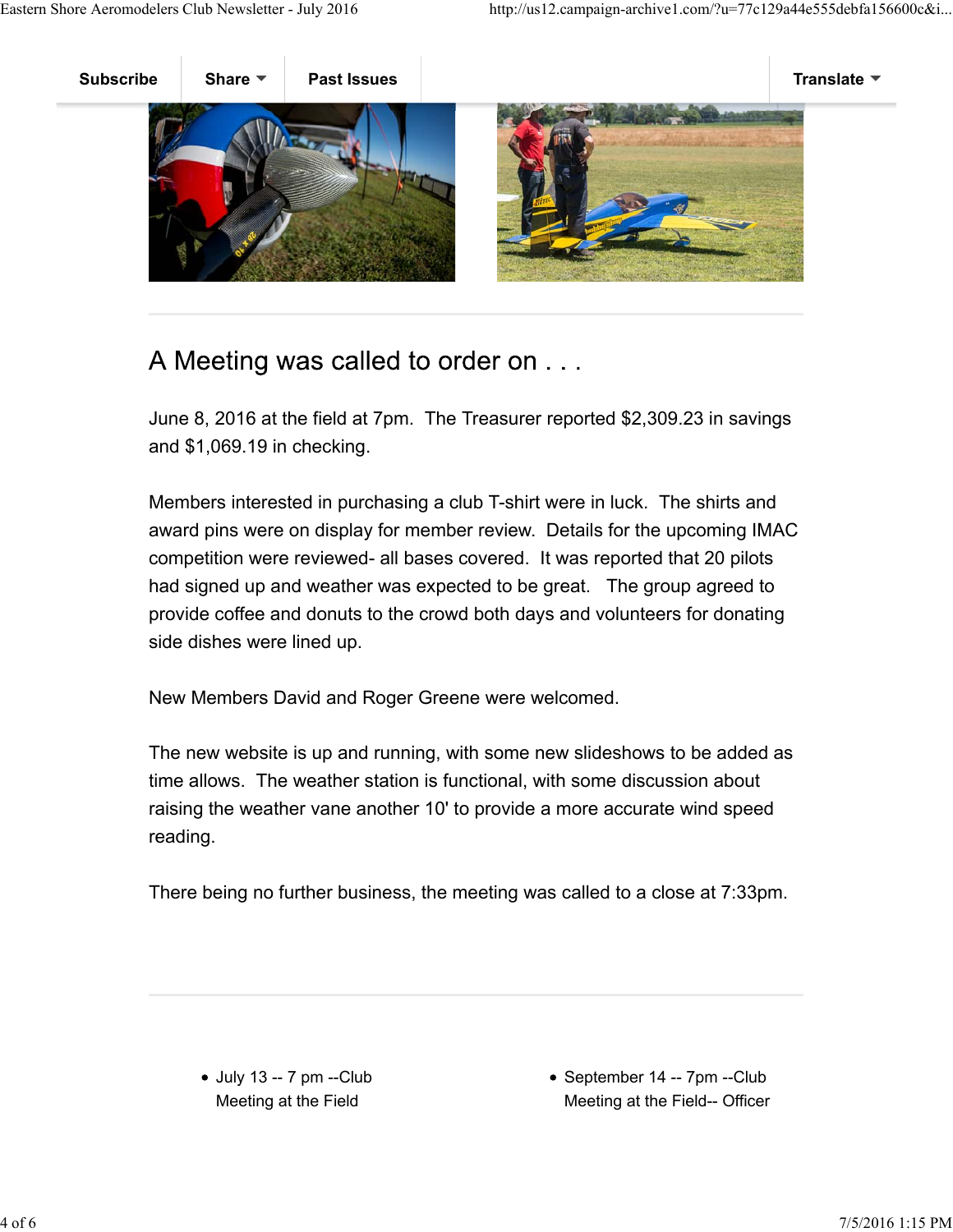Subscribe | Share | Past Issues | Translate

## A Meeting was called to order on . . .

June 8, 2016 at the field at 7pm. The Treasurer reported $2,309.23 in savings and $1,069.19 in checking.

Members interested in purchasing a club T-shirt were in luck. The shirts and award pins were on display for member review. Details for the upcoming IMAC competition were reviewed- all bases covered. It was reported that 20 pilots had signed up and weather was expected to be great. The group agreed to provide coffee and donuts to the crowd both days and volunteers for donating side dishes were lined up.

New Members David and Roger Greene were welcomed.

The new website is up and running, with some new slideshows to be added as time allows. The weather station is functional, with some discussion about raising the weather vane another 10' to provide a more accurate wind speed reading.

There being no further business, the meeting was called to a close at 7:33pm.

- July 13 -- 7 pm --Club Meeting at the Field
- September 14 -- 7pm --Club Meeting at the Field-- Officer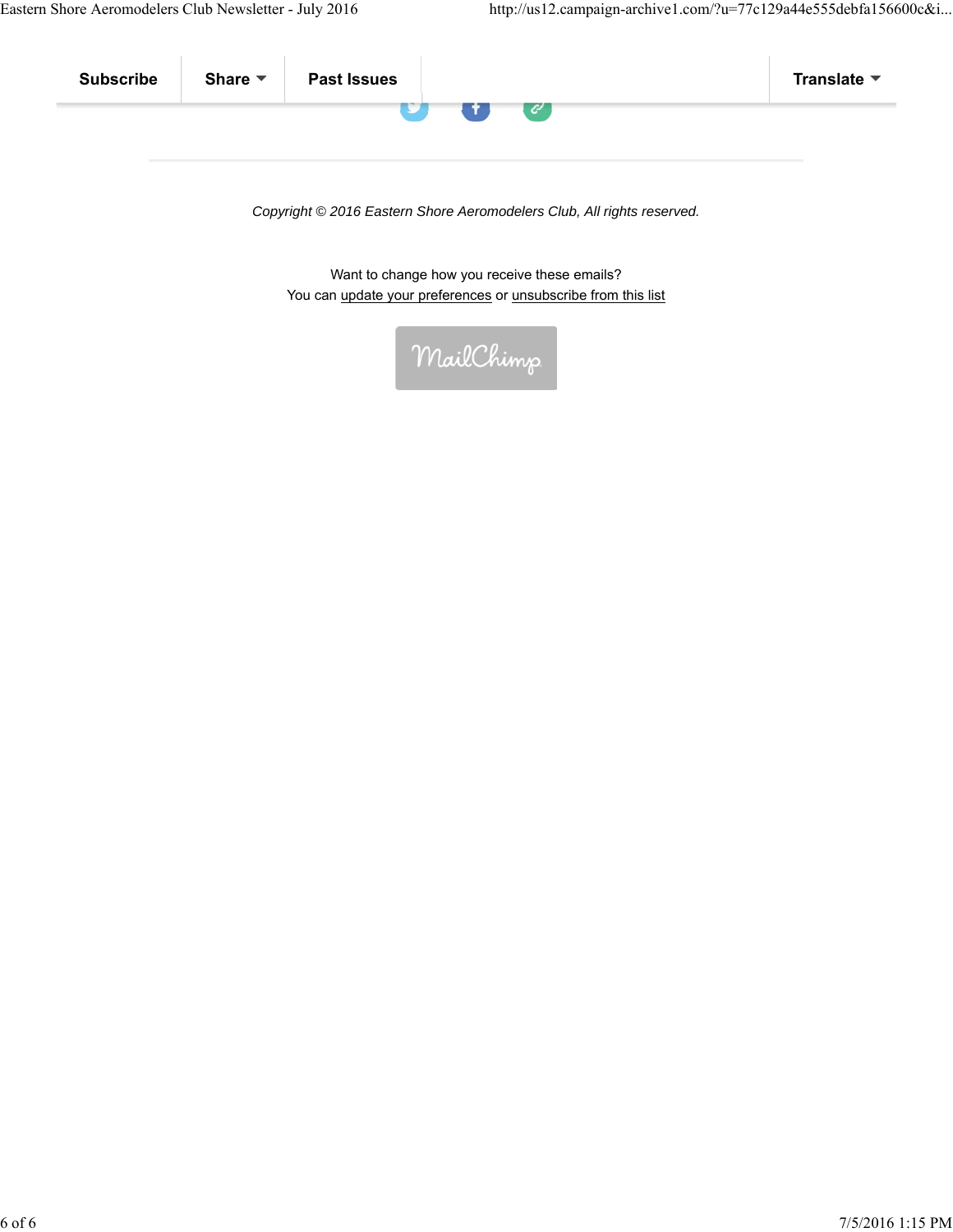Subscribe | Share | Past Issues | Translate

*Copyright © 2016 Eastern Shore Aeromodelers Club, All rights reserved.*

Want to change how you receive these emails?
You can update your preferences or unsubscribe from this list

MailChimp